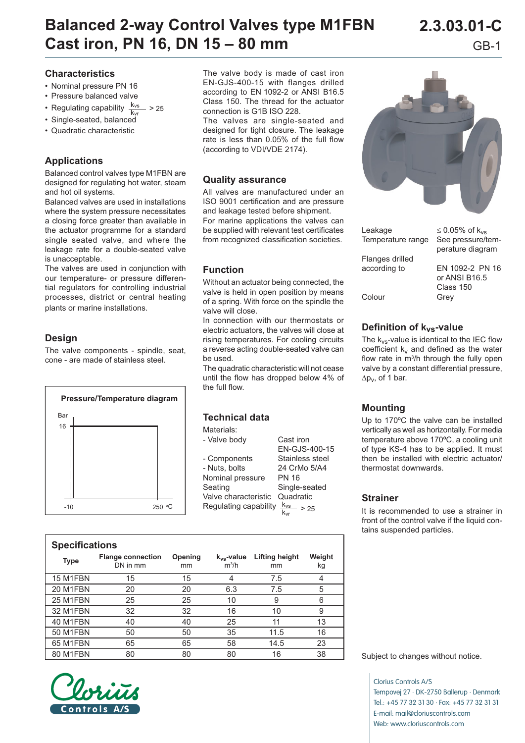# Balanced 2-way Control Valves type M1FBN
# Cast iron, PN 16, DN 15 – 80 mm

2.3.03.01-C
GB-1

## Characteristics

- Nominal pressure PN 16
- Pressure balanced valve
- Regulating capability $\frac{k_{vs}}{k_{vr}} > 25$
- Single-seated, balanced
- Quadratic characteristic

## Applications

Balanced control valves type M1FBN are designed for regulating hot water, steam and hot oil systems.

Balanced valves are used in installations where the system pressure necessitates a closing force greater than available in the actuator programme for a standard single seated valve, and where the leakage rate for a double-seated valve is unacceptable.

The valves are used in conjunction with our temperature- or pressure differential regulators for controlling industrial processes, district or central heating plants or marine installations.

## Design

The valve components - spindle, seat, cone - are made of stainless steel.

**Pressure/Temperature diagram**

Bar: 16; Temperature range: -10 to 250 °C

The valve body is made of cast iron EN-GJS-400-15 with flanges drilled according to EN 1092-2 or ANSI B16.5 Class 150. The thread for the actuator connection is G1B ISO 228.

The valves are single-seated and designed for tight closure. The leakage rate is less than 0.05% of the full flow (according to VDI/VDE 2174).

## Quality assurance

All valves are manufactured under an ISO 9001 certification and are pressure and leakage tested before shipment.

For marine applications the valves can be supplied with relevant test certificates from recognized classification societies.

## Function

Without an actuator being connected, the valve is held in open position by means of a spring. With force on the spindle the valve will close.

In connection with our thermostats or electric actuators, the valves will close at rising temperatures. For cooling circuits a reverse acting double-seated valve can be used.

The quadratic characteristic will not cease until the flow has dropped below 4% of the full flow.

## Technical data

| | |
|---|---|
| Materials: | |
| - Valve body | Cast iron EN-GJS-400-15 |
| - Components | Stainless steel |
| - Nuts, bolts | 24 CrMo 5/A4 |
| Nominal pressure | PN 16 |
| Seating | Single-seated |
| Valve characteristic | Quadratic |
| Regulating capability | $\frac{k_{vs}}{k_{vr}} > 25$ |

| | |
|---|---|
| Leakage | $\leq$ 0.05% of $k_{vs}$ |
| Temperature range | See pressure/temperature diagram |
| Flanges drilled according to | EN 1092-2 PN 16 or ANSI B16.5 Class 150 |
| Colour | Grey |

## Definition of $k_{vs}$-value

The $k_{vs}$-value is identical to the IEC flow coefficient $k_v$ and defined as the water flow rate in m³/h through the fully open valve by a constant differential pressure, $\Delta p_v$, of 1 bar.

## Mounting

Up to 170ºC the valve can be installed vertically as well as horizontally. For media temperature above 170ºC, a cooling unit of type KS-4 has to be applied. It must then be installed with electric actuator/thermostat downwards.

## Strainer

It is recommended to use a strainer in front of the control valve if the liquid contains suspended particles.

## Specifications

| Type | Flange connection DN in mm | Opening mm | $k_{vs}$-value m³/h | Lifting height mm | Weight kg |
|---|---|---|---|---|---|
| 15 M1FBN | 15 | 15 | 4 | 7.5 | 4 |
| 20 M1FBN | 20 | 20 | 6.3 | 7.5 | 5 |
| 25 M1FBN | 25 | 25 | 10 | 9 | 6 |
| 32 M1FBN | 32 | 32 | 16 | 10 | 9 |
| 40 M1FBN | 40 | 40 | 25 | 11 | 13 |
| 50 M1FBN | 50 | 50 | 35 | 11.5 | 16 |
| 65 M1FBN | 65 | 65 | 58 | 14.5 | 23 |
| 80 M1FBN | 80 | 80 | 80 | 16 | 38 |

Subject to changes without notice.

Clorius Controls A/S
Tempovej 27 · DK-2750 Ballerup · Denmark
Tel.: +45 77 32 31 30 · Fax: +45 77 32 31 31
E-mail: mail@cloriuscontrols.com
Web: www.cloriuscontrols.com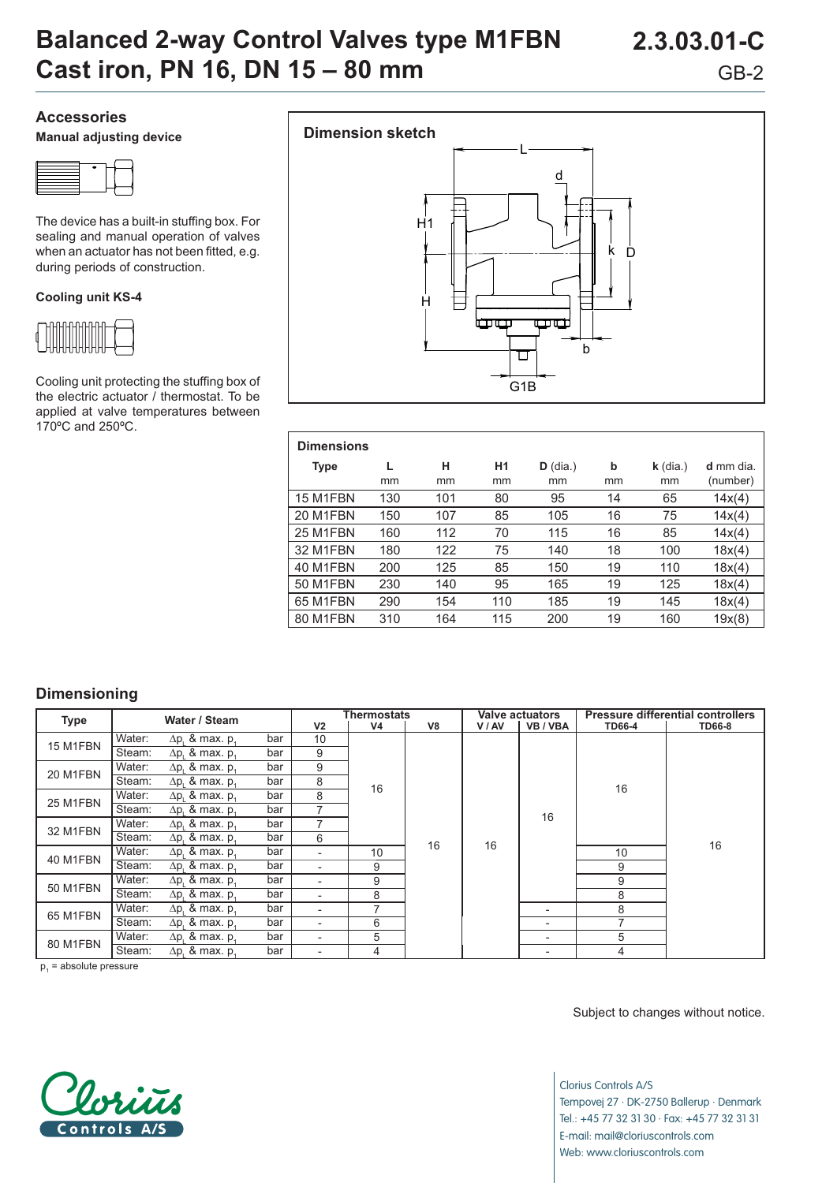# Balanced 2-way Control Valves type M1FBN Cast iron, PN 16, DN 15 – 80 mm

2.3.03.01-C

GB-2

## Accessories

**Manual adjusting device**

The device has a built-in stuffing box. For sealing and manual operation of valves when an actuator has not been fitted, e.g. during periods of construction.

**Cooling unit KS-4**

Cooling unit protecting the stuffing box of the electric actuator / thermostat. To be applied at valve temperatures between 170ºC and 250ºC.

### Dimension sketch

L
d
H1
k
D
H
b
G1B

### Dimensions

| Type | L mm | H mm | H1 mm | **D** (dia.) mm | **b** mm | **k** (dia.) mm | **d** mm dia. (number) |
|---|---|---|---|---|---|---|---|
| 15 M1FBN | 130 | 101 | 80 | 95 | 14 | 65 | 14x(4) |
| 20 M1FBN | 150 | 107 | 85 | 105 | 16 | 75 | 14x(4) |
| 25 M1FBN | 160 | 112 | 70 | 115 | 16 | 85 | 14x(4) |
| 32 M1FBN | 180 | 122 | 75 | 140 | 18 | 100 | 18x(4) |
| 40 M1FBN | 200 | 125 | 85 | 150 | 19 | 110 | 18x(4) |
| 50 M1FBN | 230 | 140 | 95 | 165 | 19 | 125 | 18x(4) |
| 65 M1FBN | 290 | 154 | 110 | 185 | 19 | 145 | 18x(4) |
| 80 M1FBN | 310 | 164 | 115 | 200 | 19 | 160 | 19x(8) |

## Dimensioning

| Type | Water / Steam | | | Thermostats V2 | V4 | V8 | Valve actuators V / AV | VB / VBA | Pressure differential controllers TD66-4 | TD66-8 |
|---|---|---|---|---|---|---|---|---|---|---|
| 15 M1FBN | Water: | $\Delta p_L$ & max. $p_1$ | bar | 10 | 16 | 16 | 16 | 16 | 16 | 16 |
| | Steam: | $\Delta p_L$ & max. $p_1$ | bar | 9 | 16 | 16 | 16 | 16 | 16 | 16 |
| 20 M1FBN | Water: | $\Delta p_L$ & max. $p_1$ | bar | 9 | 16 | 16 | 16 | 16 | 16 | 16 |
| | Steam: | $\Delta p_L$ & max. $p_1$ | bar | 8 | 16 | 16 | 16 | 16 | 16 | 16 |
| 25 M1FBN | Water: | $\Delta p_L$ & max. $p_1$ | bar | 8 | 16 | 16 | 16 | 16 | 16 | 16 |
| | Steam: | $\Delta p_L$ & max. $p_1$ | bar | 7 | 16 | 16 | 16 | 16 | 16 | 16 |
| 32 M1FBN | Water: | $\Delta p_L$ & max. $p_1$ | bar | 7 | 16 | 16 | 16 | 16 | 16 | 16 |
| | Steam: | $\Delta p_L$ & max. $p_1$ | bar | 6 | 16 | 16 | 16 | 16 | 16 | 16 |
| 40 M1FBN | Water: | $\Delta p_L$ & max. $p_1$ | bar | - | 10 | 16 | 16 | 16 | 10 | 16 |
| | Steam: | $\Delta p_L$ & max. $p_1$ | bar | - | 9 | 16 | 16 | 16 | 9 | 16 |
| 50 M1FBN | Water: | $\Delta p_L$ & max. $p_1$ | bar | - | 9 | 16 | 16 | 16 | 9 | 16 |
| | Steam: | $\Delta p_L$ & max. $p_1$ | bar | - | 8 | 16 | 16 | 16 | 8 | 16 |
| 65 M1FBN | Water: | $\Delta p_L$ & max. $p_1$ | bar | - | 7 | 16 | 16 | - | 8 | 16 |
| | Steam: | $\Delta p_L$ & max. $p_1$ | bar | - | 6 | 16 | 16 | - | 7 | 16 |
| 80 M1FBN | Water: | $\Delta p_L$ & max. $p_1$ | bar | - | 5 | 16 | 16 | - | 5 | 16 |
| | Steam: | $\Delta p_L$ & max. $p_1$ | bar | - | 4 | 16 | 16 | - | 4 | 16 |

$p_1$ = absolute pressure

Subject to changes without notice.

Clorius Controls A/S

Clorius Controls A/S
Tempovej 27 · DK-2750 Ballerup · Denmark
Tel.: +45 77 32 31 30 · Fax: +45 77 32 31 31
E-mail: mail@cloriuscontrols.com
Web: www.cloriuscontrols.com